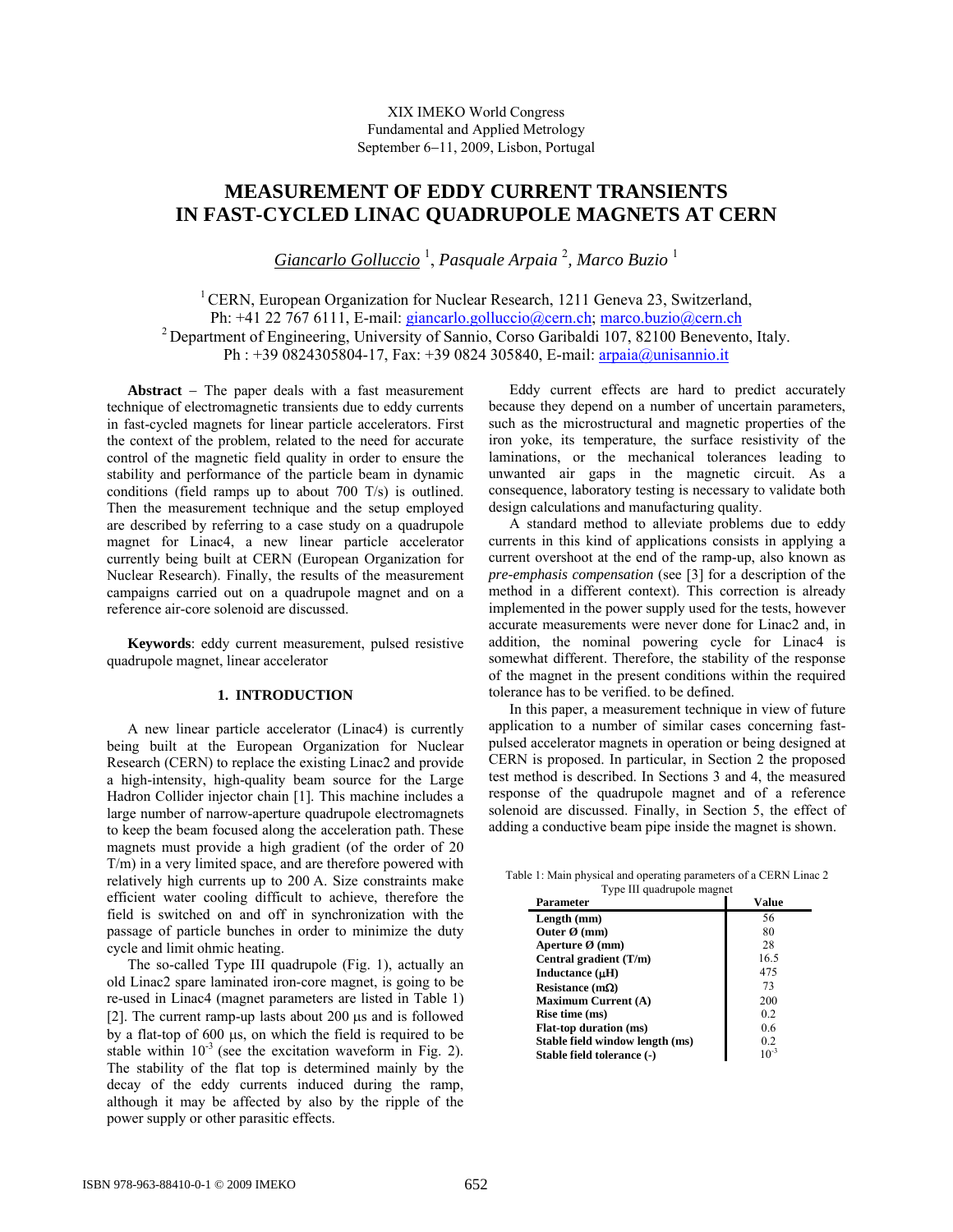XIX IMEKO World Congress
Fundamental and Applied Metrology
September 6−11, 2009, Lisbon, Portugal

# MEASUREMENT OF EDDY CURRENT TRANSIENTS IN FAST-CYCLED LINAC QUADRUPOLE MAGNETS AT CERN

*Giancarlo Golluccio* [1], *Pasquale Arpaia* [2], *Marco Buzio* [1]

[1] CERN, European Organization for Nuclear Research, 1211 Geneva 23, Switzerland,
Ph: +41 22 767 6111, E-mail: giancarlo.golluccio@cern.ch; marco.buzio@cern.ch
[2] Department of Engineering, University of Sannio, Corso Garibaldi 107, 82100 Benevento, Italy.
Ph : +39 0824305804-17, Fax: +39 0824 305840, E-mail: arpaia@unisannio.it

**Abstract** – The paper deals with a fast measurement technique of electromagnetic transients due to eddy currents in fast-cycled magnets for linear particle accelerators. First the context of the problem, related to the need for accurate control of the magnetic field quality in order to ensure the stability and performance of the particle beam in dynamic conditions (field ramps up to about 700 T/s) is outlined. Then the measurement technique and the setup employed are described by referring to a case study on a quadrupole magnet for Linac4, a new linear particle accelerator currently being built at CERN (European Organization for Nuclear Research). Finally, the results of the measurement campaigns carried out on a quadrupole magnet and on a reference air-core solenoid are discussed.

**Keywords**: eddy current measurement, pulsed resistive quadrupole magnet, linear accelerator

## 1. INTRODUCTION

A new linear particle accelerator (Linac4) is currently being built at the European Organization for Nuclear Research (CERN) to replace the existing Linac2 and provide a high-intensity, high-quality beam source for the Large Hadron Collider injector chain [1]. This machine includes a large number of narrow-aperture quadrupole electromagnets to keep the beam focused along the acceleration path. These magnets must provide a high gradient (of the order of 20 T/m) in a very limited space, and are therefore powered with relatively high currents up to 200 A. Size constraints make efficient water cooling difficult to achieve, therefore the field is switched on and off in synchronization with the passage of particle bunches in order to minimize the duty cycle and limit ohmic heating.

The so-called Type III quadrupole (Fig. 1), actually an old Linac2 spare laminated iron-core magnet, is going to be re-used in Linac4 (magnet parameters are listed in Table 1) [2]. The current ramp-up lasts about 200 μs and is followed by a flat-top of 600 μs, on which the field is required to be stable within $10^{-3}$ (see the excitation waveform in Fig. 2). The stability of the flat top is determined mainly by the decay of the eddy currents induced during the ramp, although it may be affected by also by the ripple of the power supply or other parasitic effects.

Eddy current effects are hard to predict accurately because they depend on a number of uncertain parameters, such as the microstructural and magnetic properties of the iron yoke, its temperature, the surface resistivity of the laminations, or the mechanical tolerances leading to unwanted air gaps in the magnetic circuit. As a consequence, laboratory testing is necessary to validate both design calculations and manufacturing quality.

A standard method to alleviate problems due to eddy currents in this kind of applications consists in applying a current overshoot at the end of the ramp-up, also known as *pre-emphasis compensation* (see [3] for a description of the method in a different context). This correction is already implemented in the power supply used for the tests, however accurate measurements were never done for Linac2 and, in addition, the nominal powering cycle for Linac4 is somewhat different. Therefore, the stability of the response of the magnet in the present conditions within the required tolerance has to be verified. to be defined.

In this paper, a measurement technique in view of future application to a number of similar cases concerning fast-pulsed accelerator magnets in operation or being designed at CERN is proposed. In particular, in Section 2 the proposed test method is described. In Sections 3 and 4, the measured response of the quadrupole magnet and of a reference solenoid are discussed. Finally, in Section 5, the effect of adding a conductive beam pipe inside the magnet is shown.

Table 1: Main physical and operating parameters of a CERN Linac 2 Type III quadrupole magnet

| Parameter | Value |
|---|---|
| Length (mm) | 56 |
| Outer Ø (mm) | 80 |
| Aperture Ø (mm) | 28 |
| Central gradient (T/m) | 16.5 |
| Inductance (μH) | 475 |
| Resistance (mΩ) | 73 |
| Maximum Current (A) | 200 |
| Rise time (ms) | 0.2 |
| Flat-top duration (ms) | 0.6 |
| Stable field window length (ms) | 0.2 |
| Stable field tolerance (-) | $10^{-3}$ |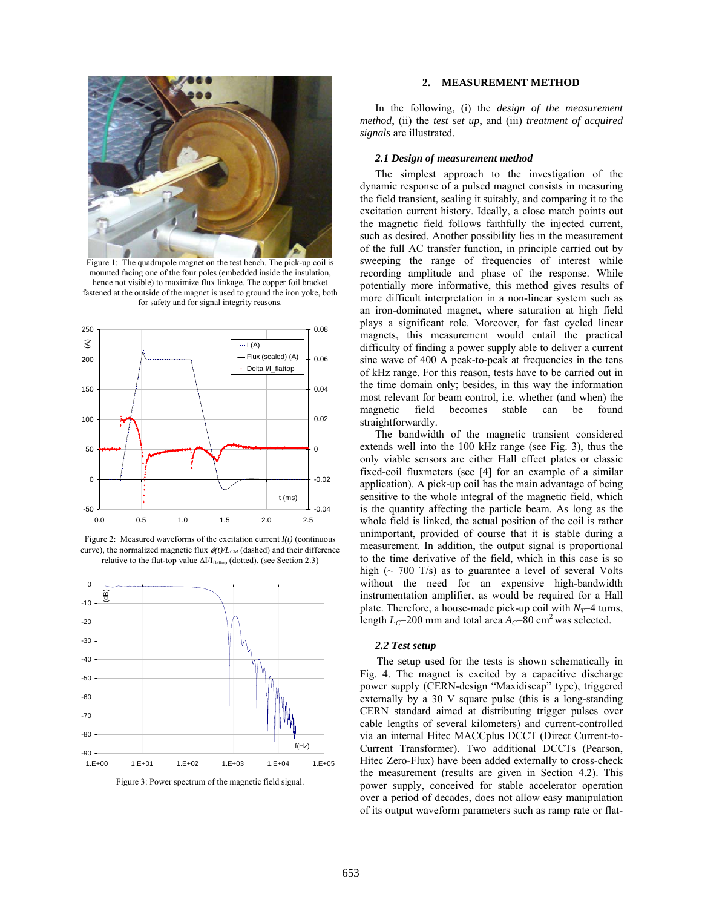Figure 1: The quadrupole magnet on the test bench. The pick-up coil is mounted facing one of the four poles (embedded inside the insulation, hence not visible) to maximize flux linkage. The copper foil bracket fastened at the outside of the magnet is used to ground the iron yoke, both for safety and for signal integrity reasons.

Figure 2: Measured waveforms of the excitation current $I(t)$ (continuous curve), the normalized magnetic flux $\phi(t)/L_{CM}$ (dashed) and their difference relative to the flat-top value $\Delta I/I_{flattop}$ (dotted). (see Section 2.3)

Figure 3: Power spectrum of the magnetic field signal.

## 2. MEASUREMENT METHOD

In the following, (i) the *design of the measurement method*, (ii) the *test set up*, and (iii) *treatment of acquired signals* are illustrated.

### 2.1 Design of measurement method

The simplest approach to the investigation of the dynamic response of a pulsed magnet consists in measuring the field transient, scaling it suitably, and comparing it to the excitation current history. Ideally, a close match points out the magnetic field follows faithfully the injected current, such as desired. Another possibility lies in the measurement of the full AC transfer function, in principle carried out by sweeping the range of frequencies of interest while recording amplitude and phase of the response. While potentially more informative, this method gives results of more difficult interpretation in a non-linear system such as an iron-dominated magnet, where saturation at high field plays a significant role. Moreover, for fast cycled linear magnets, this measurement would entail the practical difficulty of finding a power supply able to deliver a current sine wave of 400 A peak-to-peak at frequencies in the tens of kHz range. For this reason, tests have to be carried out in the time domain only; besides, in this way the information most relevant for beam control, i.e. whether (and when) the magnetic field becomes stable can be found straightforwardly.

The bandwidth of the magnetic transient considered extends well into the 100 kHz range (see Fig. 3), thus the only viable sensors are either Hall effect plates or classic fixed-coil fluxmeters (see [4] for an example of a similar application). A pick-up coil has the main advantage of being sensitive to the whole integral of the magnetic field, which is the quantity affecting the particle beam. As long as the whole field is linked, the actual position of the coil is rather unimportant, provided of course that it is stable during a measurement. In addition, the output signal is proportional to the time derivative of the field, which in this case is so high (~ 700 T/s) as to guarantee a level of several Volts without the need for an expensive high-bandwidth instrumentation amplifier, as would be required for a Hall plate. Therefore, a house-made pick-up coil with $N_T$=4 turns, length $L_C$=200 mm and total area $A_C$=80 cm$^2$ was selected.

### 2.2 Test setup

The setup used for the tests is shown schematically in Fig. 4. The magnet is excited by a capacitive discharge power supply (CERN-design "Maxidiscap" type), triggered externally by a 30 V square pulse (this is a long-standing CERN standard aimed at distributing trigger pulses over cable lengths of several kilometers) and current-controlled via an internal Hitec MACCplus DCCT (Direct Current-to-Current Transformer). Two additional DCCTs (Pearson, Hitec Zero-Flux) have been added externally to cross-check the measurement (results are given in Section 4.2). This power supply, conceived for stable accelerator operation over a period of decades, does not allow easy manipulation of its output waveform parameters such as ramp rate or flat-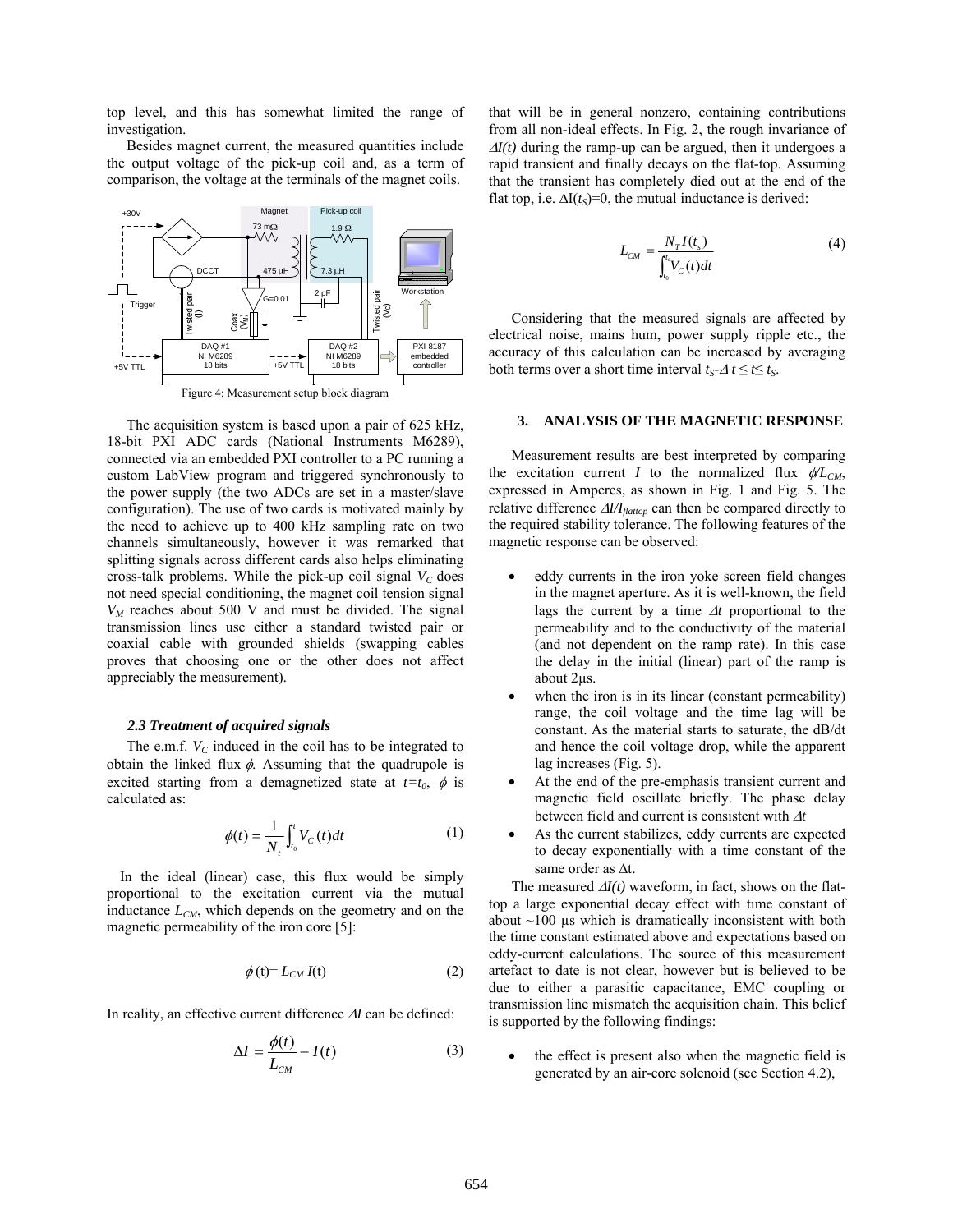top level, and this has somewhat limited the range of investigation.

Besides magnet current, the measured quantities include the output voltage of the pick-up coil and, as a term of comparison, the voltage at the terminals of the magnet coils.

+30V
Magnet
Pick-up coil
73 mΩ
1.9 Ω
DCCT
475 μH
7.3 μH
Workstation
G=0.01
2 pF
Trigger
Twisted pair (I)
Coax ($V_M$)
Twisted pair ($V_C$)
DAQ #1 NI M6289 18 bits
DAQ #2 NI M6289 18 bits
PXI-8187 embedded controller
+5V TTL
+5V TTL

Figure 4: Measurement setup block diagram

The acquisition system is based upon a pair of 625 kHz, 18-bit PXI ADC cards (National Instruments M6289), connected via an embedded PXI controller to a PC running a custom LabView program and triggered synchronously to the power supply (the two ADCs are set in a master/slave configuration). The use of two cards is motivated mainly by the need to achieve up to 400 kHz sampling rate on two channels simultaneously, however it was remarked that splitting signals across different cards also helps eliminating cross-talk problems. While the pick-up coil signal $V_C$ does not need special conditioning, the magnet coil tension signal $V_M$ reaches about 500 V and must be divided. The signal transmission lines use either a standard twisted pair or coaxial cable with grounded shields (swapping cables proves that choosing one or the other does not affect appreciably the measurement).

### *2.3 Treatment of acquired signals*

The e.m.f. $V_C$ induced in the coil has to be integrated to obtain the linked flux $\phi$. Assuming that the quadrupole is excited starting from a demagnetized state at $t=t_0$, $\phi$ is calculated as:

$$\phi(t) = \frac{1}{N_t}\int_{t_0}^{t} V_C(t)dt \tag{1}$$

In the ideal (linear) case, this flux would be simply proportional to the excitation current via the mutual inductance $L_{CM}$, which depends on the geometry and on the magnetic permeability of the iron core [5]:

$$\phi(t) = L_{CM}\, I(t) \tag{2}$$

In reality, an effective current difference $\Delta I$ can be defined:

$$\Delta I = \frac{\phi(t)}{L_{CM}} - I(t) \tag{3}$$

that will be in general nonzero, containing contributions from all non-ideal effects. In Fig. 2, the rough invariance of $\Delta I(t)$ during the ramp-up can be argued, then it undergoes a rapid transient and finally decays on the flat-top. Assuming that the transient has completely died out at the end of the flat top, i.e. $\Delta I(t_S)=0$, the mutual inductance is derived:

$$L_{CM} = \frac{N_T I(t_s)}{\int_{t_0}^{t_s} V_C(t)dt} \tag{4}$$

Considering that the measured signals are affected by electrical noise, mains hum, power supply ripple etc., the accuracy of this calculation can be increased by averaging both terms over a short time interval $t_S\text{-}\Delta t \le t \le t_S$.

## 3. ANALYSIS OF THE MAGNETIC RESPONSE

Measurement results are best interpreted by comparing the excitation current $I$ to the normalized flux $\phi/L_{CM}$, expressed in Amperes, as shown in Fig. 1 and Fig. 5. The relative difference $\Delta I/I_{flattop}$ can then be compared directly to the required stability tolerance. The following features of the magnetic response can be observed:

- eddy currents in the iron yoke screen field changes in the magnet aperture. As it is well-known, the field lags the current by a time $\Delta t$ proportional to the permeability and to the conductivity of the material (and not dependent on the ramp rate). In this case the delay in the initial (linear) part of the ramp is about 2μs.
- when the iron is in its linear (constant permeability) range, the coil voltage and the time lag will be constant. As the material starts to saturate, the dB/dt and hence the coil voltage drop, while the apparent lag increases (Fig. 5).
- At the end of the pre-emphasis transient current and magnetic field oscillate briefly. The phase delay between field and current is consistent with $\Delta t$
- As the current stabilizes, eddy currents are expected to decay exponentially with a time constant of the same order as Δt.

The measured $\Delta I(t)$ waveform, in fact, shows on the flat-top a large exponential decay effect with time constant of about ~100 μs which is dramatically inconsistent with both the time constant estimated above and expectations based on eddy-current calculations. The source of this measurement artefact to date is not clear, however but is believed to be due to either a parasitic capacitance, EMC coupling or transmission line mismatch the acquisition chain. This belief is supported by the following findings:

- the effect is present also when the magnetic field is generated by an air-core solenoid (see Section 4.2),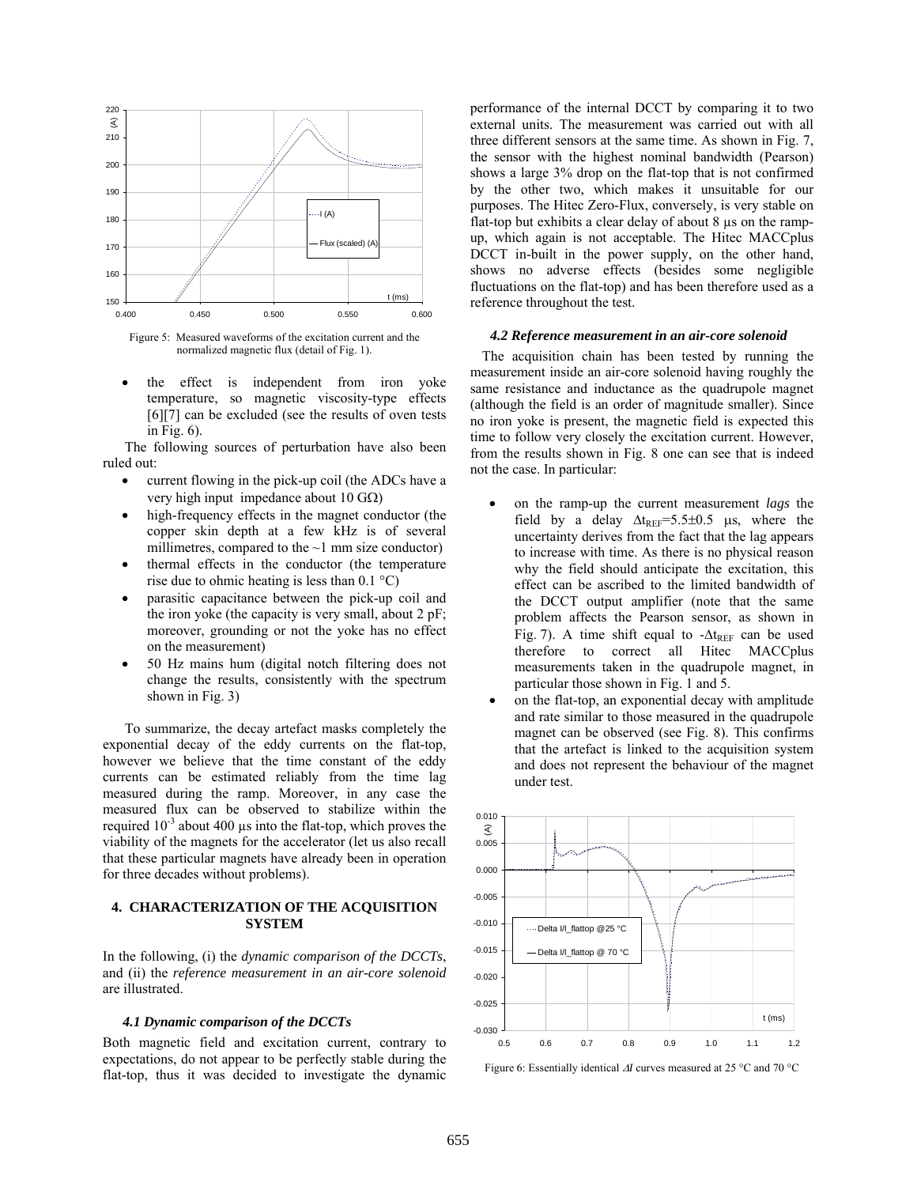220
(A)
210
200
190
180
170
160
150
0.400
0.450
0.500
0.550
0.600
t (ms)
I (A)
Flux (scaled) (A)

Figure 5: Measured waveforms of the excitation current and the normalized magnetic flux (detail of Fig. 1).

- the effect is independent from iron yoke temperature, so magnetic viscosity-type effects [6][7] can be excluded (see the results of oven tests in Fig. 6).

The following sources of perturbation have also been ruled out:

- current flowing in the pick-up coil (the ADCs have a very high input impedance about 10 GΩ)
- high-frequency effects in the magnet conductor (the copper skin depth at a few kHz is of several millimetres, compared to the ~1 mm size conductor)
- thermal effects in the conductor (the temperature rise due to ohmic heating is less than 0.1 °C)
- parasitic capacitance between the pick-up coil and the iron yoke (the capacity is very small, about 2 pF; moreover, grounding or not the yoke has no effect on the measurement)
- 50 Hz mains hum (digital notch filtering does not change the results, consistently with the spectrum shown in Fig. 3)

To summarize, the decay artefact masks completely the exponential decay of the eddy currents on the flat-top, however we believe that the time constant of the eddy currents can be estimated reliably from the time lag measured during the ramp. Moreover, in any case the measured flux can be observed to stabilize within the required $10^{-3}$ about 400 μs into the flat-top, which proves the viability of the magnets for the accelerator (let us also recall that these particular magnets have already been in operation for three decades without problems).

## 4. CHARACTERIZATION OF THE ACQUISITION SYSTEM

In the following, (i) the *dynamic comparison of the DCCTs*, and (ii) the *reference measurement in an air-core solenoid* are illustrated.

### 4.1 Dynamic comparison of the DCCTs

Both magnetic field and excitation current, contrary to expectations, do not appear to be perfectly stable during the flat-top, thus it was decided to investigate the dynamic performance of the internal DCCT by comparing it to two external units. The measurement was carried out with all three different sensors at the same time. As shown in Fig. 7, the sensor with the highest nominal bandwidth (Pearson) shows a large 3% drop on the flat-top that is not confirmed by the other two, which makes it unsuitable for our purposes. The Hitec Zero-Flux, conversely, is very stable on flat-top but exhibits a clear delay of about 8 μs on the ramp-up, which again is not acceptable. The Hitec MACCplus DCCT in-built in the power supply, on the other hand, shows no adverse effects (besides some negligible fluctuations on the flat-top) and has been therefore used as a reference throughout the test.

### 4.2 Reference measurement in an air-core solenoid

The acquisition chain has been tested by running the measurement inside an air-core solenoid having roughly the same resistance and inductance as the quadrupole magnet (although the field is an order of magnitude smaller). Since no iron yoke is present, the magnetic field is expected this time to follow very closely the excitation current. However, from the results shown in Fig. 8 one can see that is indeed not the case. In particular:

- on the ramp-up the current measurement *lags* the field by a delay $\Delta t_{REF}$=5.5±0.5 μs, where the uncertainty derives from the fact that the lag appears to increase with time. As there is no physical reason why the field should anticipate the excitation, this effect can be ascribed to the limited bandwidth of the DCCT output amplifier (note that the same problem affects the Pearson sensor, as shown in Fig. 7). A time shift equal to $-\Delta t_{REF}$ can be used therefore to correct all Hitec MACCplus measurements taken in the quadrupole magnet, in particular those shown in Fig. 1 and 5.
- on the flat-top, an exponential decay with amplitude and rate similar to those measured in the quadrupole magnet can be observed (see Fig. 8). This confirms that the artefact is linked to the acquisition system and does not represent the behaviour of the magnet under test.

0.010
(A)
0.005
0.000
-0.005
-0.010
-0.015
-0.020
-0.025
-0.030
0.5
0.6
0.7
0.8
0.9
1.0
1.1
1.2
t (ms)
Delta I/I_flattop @25 °C
Delta I/I_flattop @ 70 °C

Figure 6: Essentially identical *ΔI* curves measured at 25 °C and 70 °C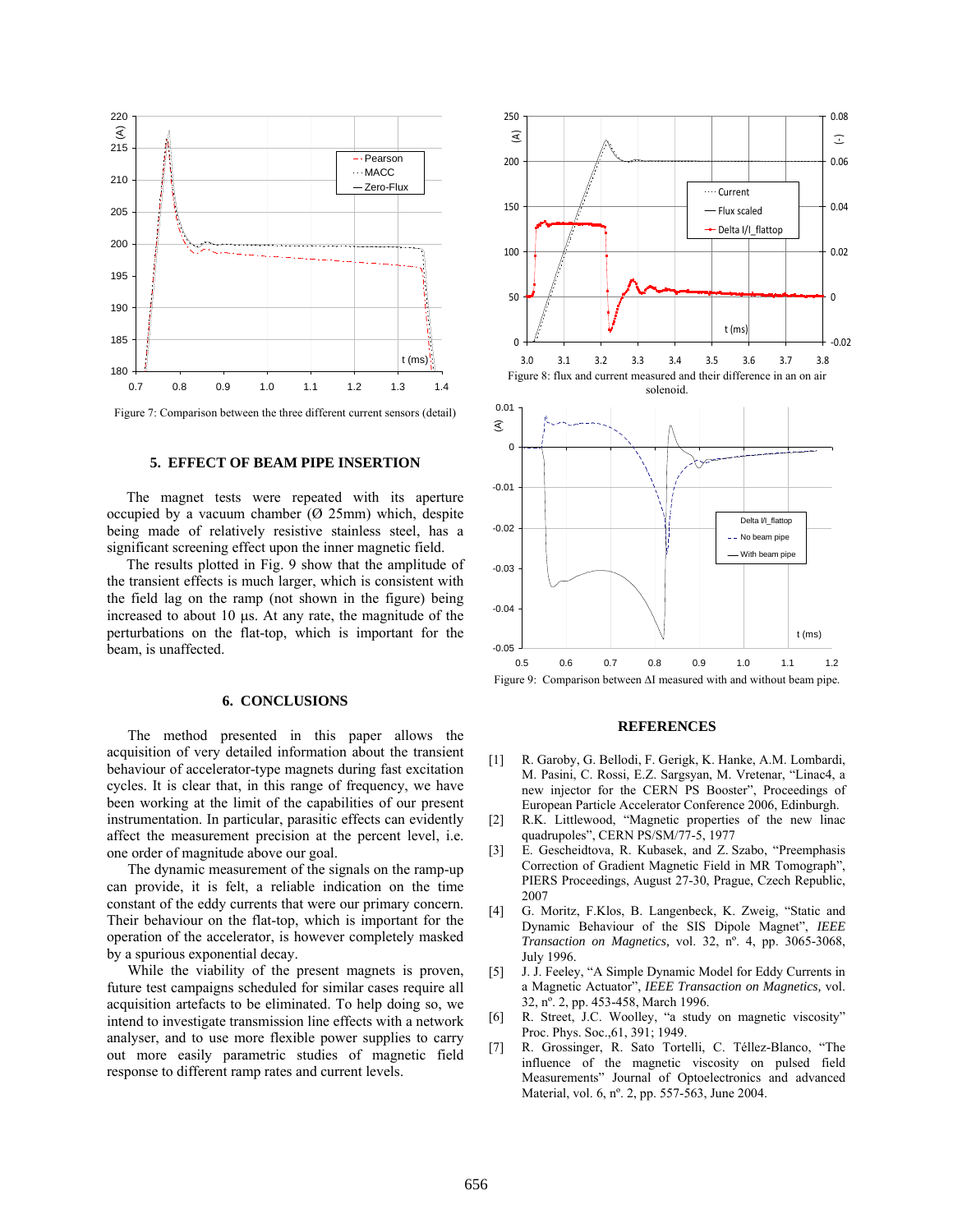220
(A)
215
210
205
200
195
190
185
180
0.7 0.8 0.9 1.0 1.1 1.2 1.3 1.4
t (ms)
Pearson
MACC
Zero-Flux

Figure 7: Comparison between the three different current sensors (detail)

250
(A)
200
150
100
50
0
3.0 3.1 3.2 3.3 3.4 3.5 3.6 3.7 3.8
t (ms)
0.08
(-)
0.06
0.04
0.02
0
-0.02
Current
Flux scaled
Delta I/I_flattop

Figure 8: flux and current measured and their difference in an on air solenoid.

0.01
(A)
0
-0.01
-0.02
-0.03
-0.04
-0.05
0.5 0.6 0.7 0.8 0.9 1.0 1.1 1.2
t (ms)
Delta I/I_flattop
No beam pipe
With beam pipe

Figure 9: Comparison between ΔI measured with and without beam pipe.

## 5. EFFECT OF BEAM PIPE INSERTION

The magnet tests were repeated with its aperture occupied by a vacuum chamber (Ø 25mm) which, despite being made of relatively resistive stainless steel, has a significant screening effect upon the inner magnetic field.

The results plotted in Fig. 9 show that the amplitude of the transient effects is much larger, which is consistent with the field lag on the ramp (not shown in the figure) being increased to about 10 µs. At any rate, the magnitude of the perturbations on the flat-top, which is important for the beam, is unaffected.

## 6. CONCLUSIONS

The method presented in this paper allows the acquisition of very detailed information about the transient behaviour of accelerator-type magnets during fast excitation cycles. It is clear that, in this range of frequency, we have been working at the limit of the capabilities of our present instrumentation. In particular, parasitic effects can evidently affect the measurement precision at the percent level, i.e. one order of magnitude above our goal.

The dynamic measurement of the signals on the ramp-up can provide, it is felt, a reliable indication on the time constant of the eddy currents that were our primary concern. Their behaviour on the flat-top, which is important for the operation of the accelerator, is however completely masked by a spurious exponential decay.

While the viability of the present magnets is proven, future test campaigns scheduled for similar cases require all acquisition artefacts to be eliminated. To help doing so, we intend to investigate transmission line effects with a network analyser, and to use more flexible power supplies to carry out more easily parametric studies of magnetic field response to different ramp rates and current levels.

## REFERENCES

[1] R. Garoby, G. Bellodi, F. Gerigk, K. Hanke, A.M. Lombardi, M. Pasini, C. Rossi, E.Z. Sargsyan, M. Vretenar, "Linac4, a new injector for the CERN PS Booster", Proceedings of European Particle Accelerator Conference 2006, Edinburgh.

[2] R.K. Littlewood, "Magnetic properties of the new linac quadrupoles", CERN PS/SM/77-5, 1977

[3] E. Gescheidtova, R. Kubasek, and Z. Szabo, "Preemphasis Correction of Gradient Magnetic Field in MR Tomograph", PIERS Proceedings, August 27-30, Prague, Czech Republic, 2007

[4] G. Moritz, F.Klos, B. Langenbeck, K. Zweig, "Static and Dynamic Behaviour of the SIS Dipole Magnet", *IEEE Transaction on Magnetics,* vol. 32, nº. 4, pp. 3065-3068, July 1996.

[5] J. J. Feeley, "A Simple Dynamic Model for Eddy Currents in a Magnetic Actuator", *IEEE Transaction on Magnetics,* vol. 32, nº. 2, pp. 453-458, March 1996.

[6] R. Street, J.C. Woolley, "a study on magnetic viscosity" Proc. Phys. Soc.,61, 391; 1949.

[7] R. Grossinger, R. Sato Tortelli, C. Téllez-Blanco, "The influence of the magnetic viscosity on pulsed field Measurements" Journal of Optoelectronics and advanced Material, vol. 6, nº. 2, pp. 557-563, June 2004.